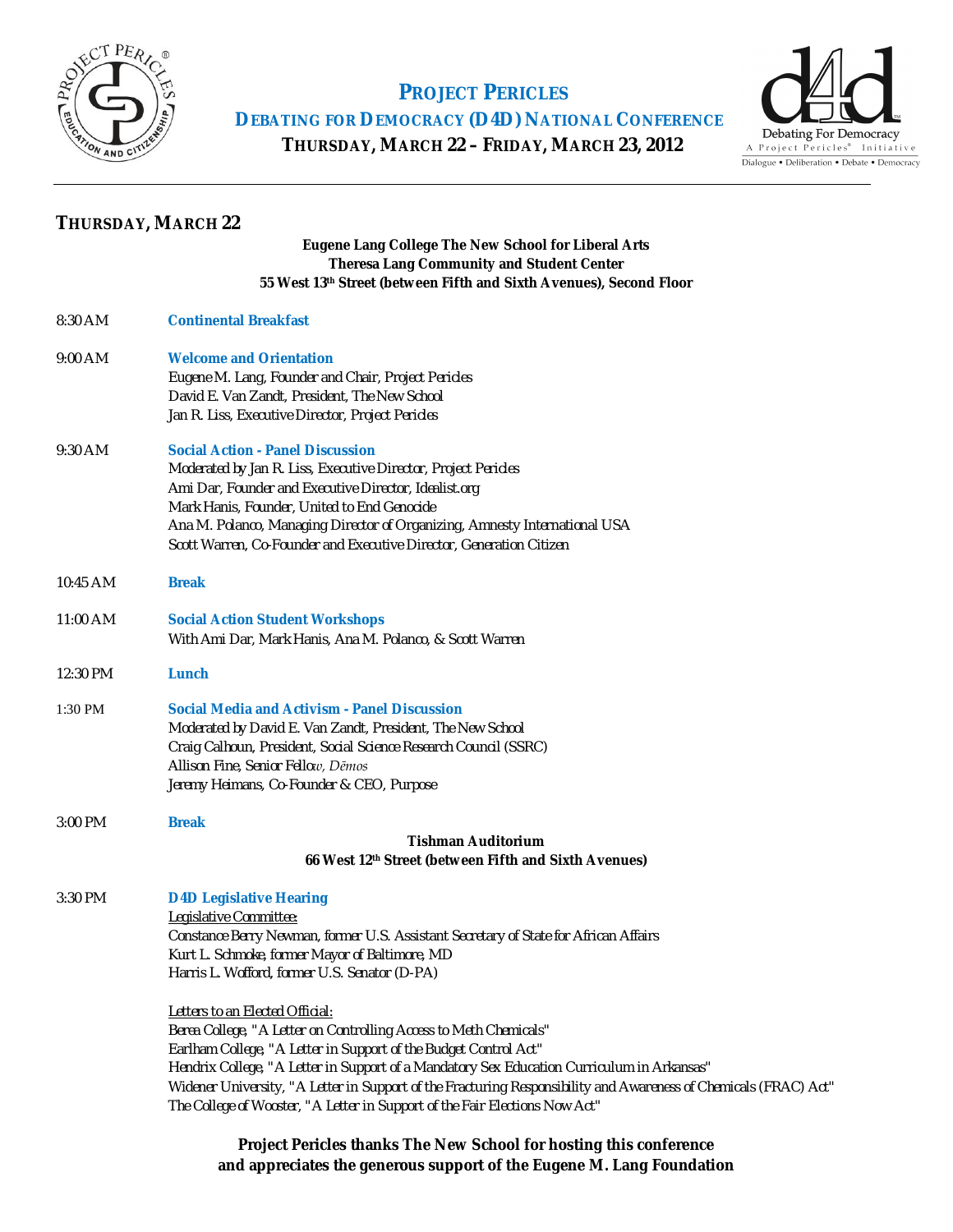# PROJECT PERICLES

## DEBATING FOR DEMOCRACY (D4D) NATIONAL CONFERENCE

**THURSDAY, MARCH 22 – FRIDAY, MARCH 23, 2012**

## THURSDAY, MARCH 22

**Eugene Lang College The New School for Liberal Arts**
**Theresa Lang Community and Student Center**
**55 West 13th Street (between Fifth and Sixth Avenues), Second Floor**

8:30 AM **Continental Breakfast**

9:00 AM **Welcome and Orientation**
Eugene M. Lang, Founder and Chair, Project Pericles
David E. Van Zandt, President, The New School
Jan R. Liss, Executive Director, Project Pericles

9:30 AM **Social Action - Panel Discussion**
Moderated by Jan R. Liss, Executive Director, Project Pericles
Ami Dar, Founder and Executive Director, Idealist.org
Mark Hanis, Founder, United to End Genocide
Ana M. Polanco, Managing Director of Organizing, Amnesty International USA
Scott Warren, Co-Founder and Executive Director, Generation Citizen

10:45 AM **Break**

11:00 AM **Social Action Student Workshops**
With Ami Dar, Mark Hanis, Ana M. Polanco, & Scott Warren

12:30 PM **Lunch**

1:30 PM **Social Media and Activism - Panel Discussion**
Moderated by David E. Van Zandt, President, The New School
Craig Calhoun, President, Social Science Research Council (SSRC)
Allison Fine, Senior Fellow, *Dēmos*
Jeremy Heimans, Co-Founder & CEO, Purpose

3:00 PM **Break**

**Tishman Auditorium**
**66 West 12th Street (between Fifth and Sixth Avenues)**

3:30 PM **D4D Legislative Hearing**
Legislative Committee:
Constance Berry Newman, former U.S. Assistant Secretary of State for African Affairs
Kurt L. Schmoke, former Mayor of Baltimore, MD
Harris L. Wofford, former U.S. Senator (D-PA)

Letters to an Elected Official:
Berea College, "A Letter on Controlling Access to Meth Chemicals"
Earlham College, "A Letter in Support of the Budget Control Act"
Hendrix College, "A Letter in Support of a Mandatory Sex Education Curriculum in Arkansas"
Widener University, "A Letter in Support of the Fracturing Responsibility and Awareness of Chemicals (FRAC) Act"
The College of Wooster, "A Letter in Support of the Fair Elections Now Act"

**Project Pericles thanks The New School for hosting this conference and appreciates the generous support of the Eugene M. Lang Foundation**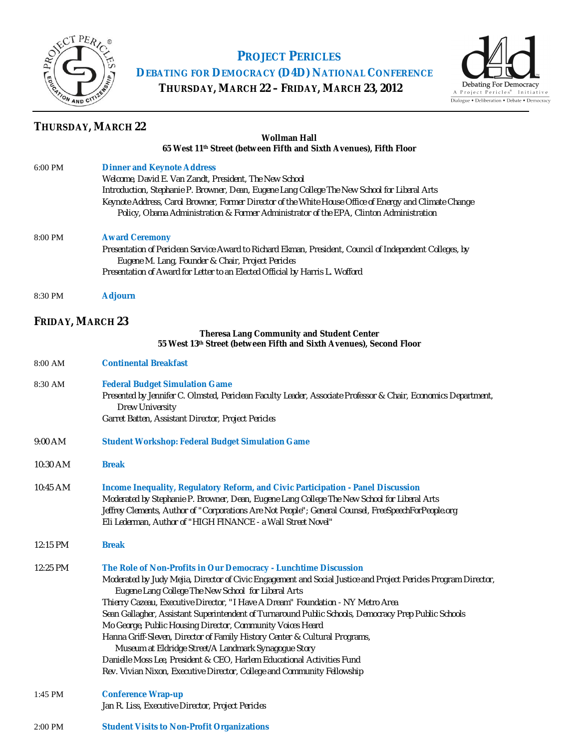# PROJECT PERICLES

## DEBATING FOR DEMOCRACY (D4D) NATIONAL CONFERENCE

### THURSDAY, MARCH 22 – FRIDAY, MARCH 23, 2012

## THURSDAY, MARCH 22

**Wollman Hall**
**65 West 11th Street (between Fifth and Sixth Avenues), Fifth Floor**

6:00 PM **Dinner and Keynote Address**

*Welcome, David E. Van Zandt, President, The New School*
*Introduction, Stephanie P. Browner, Dean, Eugene Lang College The New School for Liberal Arts*
*Keynote Address, Carol Browner, Former Director of the White House Office of Energy and Climate Change Policy, Obama Administration & Former Administrator of the EPA, Clinton Administration*

8:00 PM **Award Ceremony**

*Presentation of Periclean Service Award to Richard Ekman, President, Council of Independent Colleges, by Eugene M. Lang, Founder & Chair, Project Pericles*
*Presentation of Award for Letter to an Elected Official by Harris L. Wofford*

8:30 PM **Adjourn**

## FRIDAY, MARCH 23

**Theresa Lang Community and Student Center**
**55 West 13th Street (between Fifth and Sixth Avenues), Second Floor**

8:00 AM **Continental Breakfast**

8:30 AM **Federal Budget Simulation Game**

*Presented by Jennifer C. Olmsted, Periclean Faculty Leader, Associate Professor & Chair, Economics Department, Drew University*
*Garret Batten, Assistant Director, Project Pericles*

9:00 AM **Student Workshop: Federal Budget Simulation Game**

10:30 AM **Break**

10:45 AM **Income Inequality, Regulatory Reform, and Civic Participation - Panel Discussion**

*Moderated by Stephanie P. Browner, Dean, Eugene Lang College The New School for Liberal Arts*
*Jeffrey Clements, Author of "Corporations Are Not People"; General Counsel, FreeSpeechForPeople.org*
*Eli Lederman, Author of "HIGH FINANCE - a Wall Street Novel"*

12:15 PM **Break**

12:25 PM **The Role of Non-Profits in Our Democracy - Lunchtime Discussion**

*Moderated by Judy Mejia, Director of Civic Engagement and Social Justice and Project Pericles Program Director, Eugene Lang College The New School for Liberal Arts*
*Thierry Cazeau, Executive Director, "I Have A Dream" Foundation - NY Metro Area*
*Sean Gallagher, Assistant Superintendent of Turnaround Public Schools, Democracy Prep Public Schools*
*Mo George, Public Housing Director, Community Voices Heard*
*Hanna Griff-Sleven, Director of Family History Center & Cultural Programs, Museum at Eldridge Street/A Landmark Synagogue Story*
*Danielle Moss Lee, President & CEO, Harlem Educational Activities Fund*
*Rev. Vivian Nixon, Executive Director, College and Community Fellowship*

1:45 PM **Conference Wrap-up**

*Jan R. Liss, Executive Director, Project Pericles*

2:00 PM **Student Visits to Non-Profit Organizations**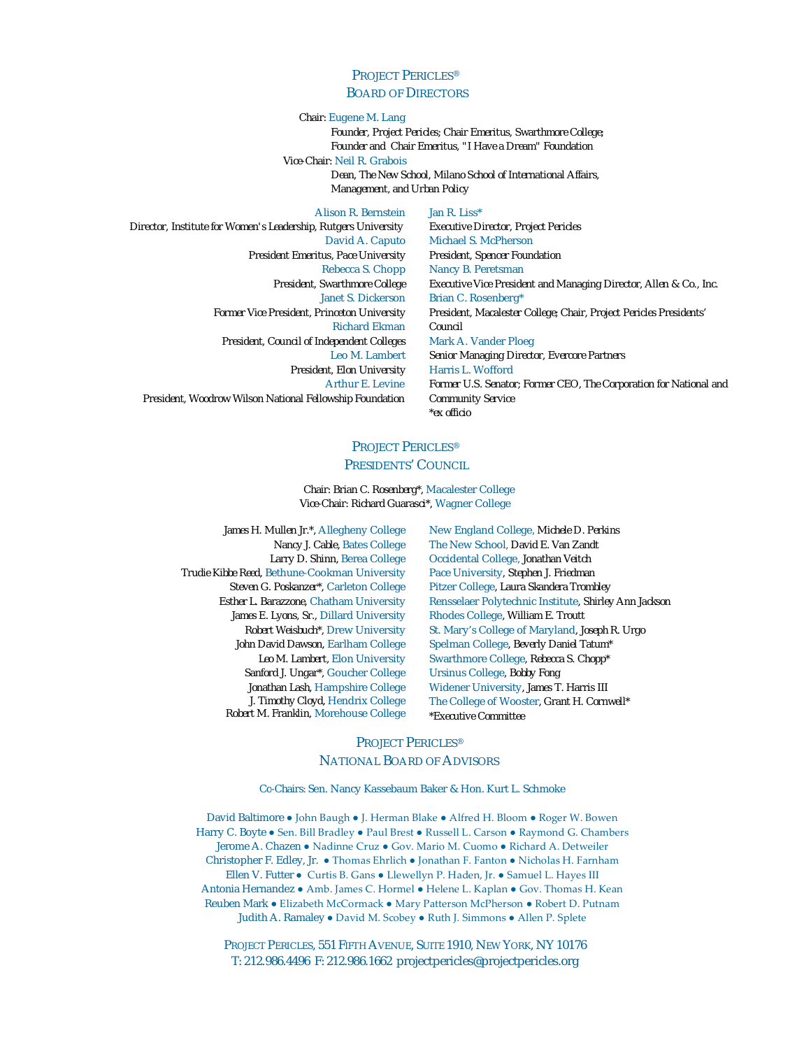## PROJECT PERICLES®
## BOARD OF DIRECTORS

Chair: Eugene M. Lang
Founder, Project Pericles; Chair Emeritus, Swarthmore College;
Founder and Chair Emeritus, "I Have a Dream" Foundation

Vice-Chair: Neil R. Grabois
Dean, The New School, Milano School of International Affairs, Management, and Urban Policy

Alison R. Bernstein
Director, Institute for Women's Leadership, Rutgers University

David A. Caputo
President Emeritus, Pace University

Rebecca S. Chopp
President, Swarthmore College

Janet S. Dickerson
Former Vice President, Princeton University

Richard Ekman
President, Council of Independent Colleges

Leo M. Lambert
President, Elon University

Arthur E. Levine
President, Woodrow Wilson National Fellowship Foundation

Jan R. Liss*
Executive Director, Project Pericles

Michael S. McPherson
President, Spencer Foundation

Nancy B. Peretsman
Executive Vice President and Managing Director, Allen & Co., Inc.

Brian C. Rosenberg*
President, Macalester College; Chair, Project Pericles Presidents' Council

Mark A. Vander Ploeg
Senior Managing Director, Evercore Partners

Harris L. Wofford
Former U.S. Senator; Former CEO, The Corporation for National and Community Service

*ex officio

## PROJECT PERICLES®
## PRESIDENTS' COUNCIL

Chair: Brian C. Rosenberg*, Macalester College
Vice-Chair: Richard Guarasci*, Wagner College

James H. Mullen Jr.*, Allegheny College
Nancy J. Cable, Bates College
Larry D. Shinn, Berea College
Trudie Kibbe Reed, Bethune-Cookman University
Steven G. Poskanzer*, Carleton College
Esther L. Barazzone, Chatham University
James E. Lyons, Sr., Dillard University
Robert Weisbuch*, Drew University
John David Dawson, Earlham College
Leo M. Lambert, Elon University
Sanford J. Ungar*, Goucher College
Jonathan Lash, Hampshire College
J. Timothy Cloyd, Hendrix College
Robert M. Franklin, Morehouse College
New England College, Michele D. Perkins
The New School, David E. Van Zandt
Occidental College, Jonathan Veitch
Pace University, Stephen J. Friedman
Pitzer College, Laura Skandera Trombley
Rensselaer Polytechnic Institute, Shirley Ann Jackson
Rhodes College, William E. Troutt
St. Mary's College of Maryland, Joseph R. Urgo
Spelman College, Beverly Daniel Tatum*
Swarthmore College, Rebecca S. Chopp*
Ursinus College, Bobby Fong
Widener University, James T. Harris III
The College of Wooster, Grant H. Cornwell*

*Executive Committee

## PROJECT PERICLES®
## NATIONAL BOARD OF ADVISORS

Co-Chairs: Sen. Nancy Kassebaum Baker & Hon. Kurt L. Schmoke

David Baltimore ● John Baugh ● J. Herman Blake ● Alfred H. Bloom ● Roger W. Bowen
Harry C. Boyte ● Sen. Bill Bradley ● Paul Brest ● Russell L. Carson ● Raymond G. Chambers
Jerome A. Chazen ● Nadinne Cruz ● Gov. Mario M. Cuomo ● Richard A. Detweiler
Christopher F. Edley, Jr. ● Thomas Ehrlich ● Jonathan F. Fanton ● Nicholas H. Farnham
Ellen V. Futter ● Curtis B. Gans ● Llewellyn P. Haden, Jr. ● Samuel L. Hayes III
Antonia Hernandez ● Amb. James C. Hormel ● Helene L. Kaplan ● Gov. Thomas H. Kean
Reuben Mark ● Elizabeth McCormack ● Mary Patterson McPherson ● Robert D. Putnam
Judith A. Ramaley ● David M. Scobey ● Ruth J. Simmons ● Allen P. Splete

PROJECT PERICLES, 551 FIFTH AVENUE, SUITE 1910, NEW YORK, NY 10176
T: 212.986.4496 F: 212.986.1662 projectpericles@projectpericles.org